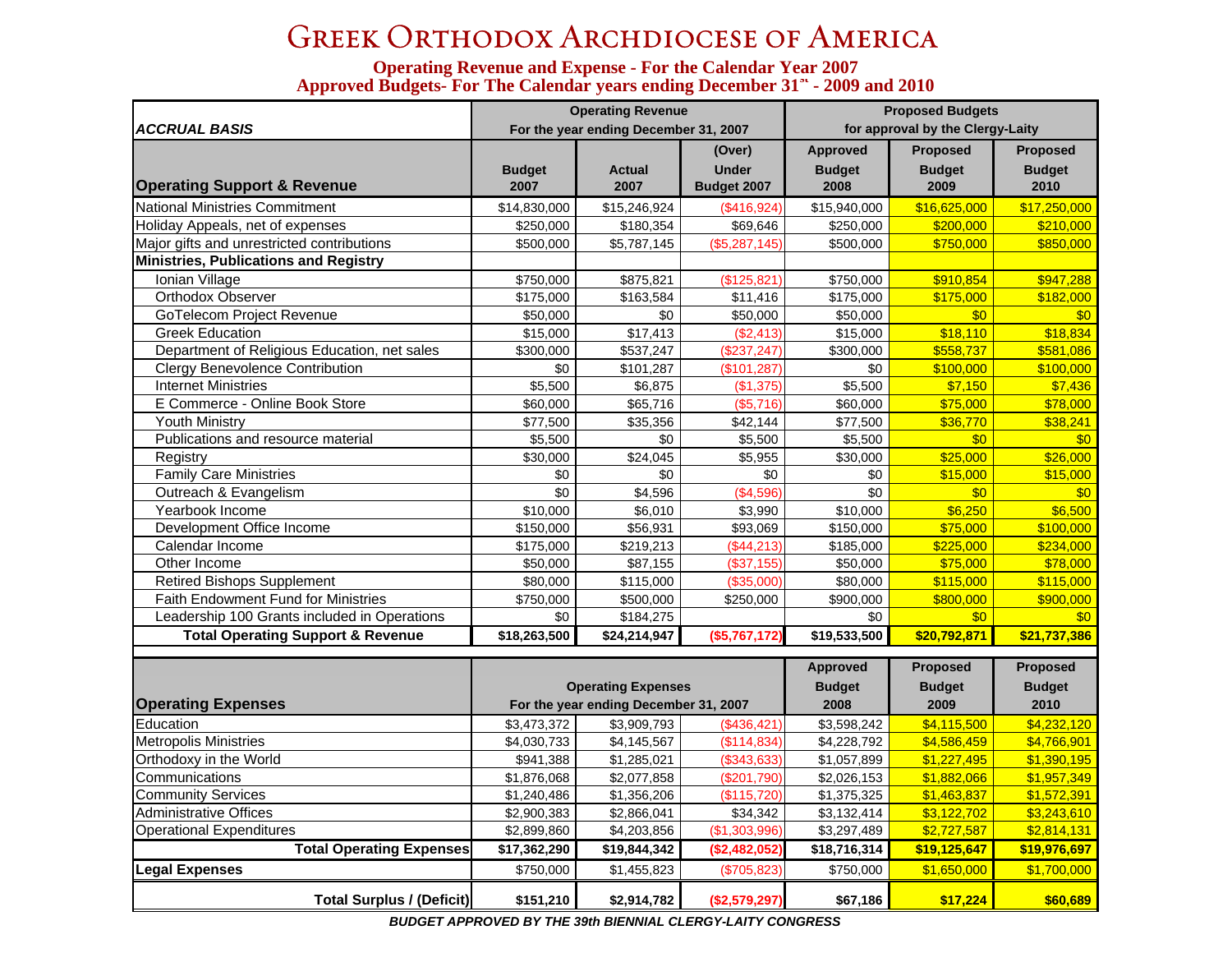# Greek Orthodox Archdiocese of America

## Operating Revenue and Expense - For the Calendar Year 2007
## Approved Budgets- For The Calendar years ending December 31st - 2009 and 2010

| *ACCRUAL BASIS* | Operating Revenue For the year ending December 31, 2007 | | | Proposed Budgets for approval by the Clergy-Laity | | |
|---|---|---|---|---|---|---|
| **Operating Support & Revenue** | **Budget 2007** | **Actual 2007** | **(Over) Under Budget 2007** | **Approved Budget 2008** | **Proposed Budget 2009** | **Proposed Budget 2010** |
| National Ministries Commitment | $14,830,000 | $15,246,924 | ($416,924) | $15,940,000 | $16,625,000 | $17,250,000 |
| Holiday Appeals, net of expenses | $250,000 | $180,354 | $69,646 | $250,000 | $200,000 | $210,000 |
| Major gifts and unrestricted contributions | $500,000 | $5,787,145 | ($5,287,145) | $500,000 | $750,000 | $850,000 |
| **Ministries, Publications and Registry** | | | | | | |
| Ionian Village | $750,000 | $875,821 | ($125,821) | $750,000 | $910,854 | $947,288 |
| Orthodox Observer | $175,000 | $163,584 | $11,416 | $175,000 | $175,000 | $182,000 |
| GoTelecom Project Revenue | $50,000 | $0 | $50,000 | $50,000 | $0 | $0 |
| Greek Education | $15,000 | $17,413 | ($2,413) | $15,000 | $18,110 | $18,834 |
| Department of Religious Education, net sales | $300,000 | $537,247 | ($237,247) | $300,000 | $558,737 | $581,086 |
| Clergy Benevolence Contribution | $0 | $101,287 | ($101,287) | $0 | $100,000 | $100,000 |
| Internet Ministries | $5,500 | $6,875 | ($1,375) | $5,500 | $7,150 | $7,436 |
| E Commerce - Online Book Store | $60,000 | $65,716 | ($5,716) | $60,000 | $75,000 | $78,000 |
| Youth Ministry | $77,500 | $35,356 | $42,144 | $77,500 | $36,770 | $38,241 |
| Publications and resource material | $5,500 | $0 | $5,500 | $5,500 | $0 | $0 |
| Registry | $30,000 | $24,045 | $5,955 | $30,000 | $25,000 | $26,000 |
| Family Care Ministries | $0 | $0 | $0 | $0 | $15,000 | $15,000 |
| Outreach & Evangelism | $0 | $4,596 | ($4,596) | $0 | $0 | $0 |
| Yearbook Income | $10,000 | $6,010 | $3,990 | $10,000 | $6,250 | $6,500 |
| Development Office Income | $150,000 | $56,931 | $93,069 | $150,000 | $75,000 | $100,000 |
| Calendar Income | $175,000 | $219,213 | ($44,213) | $185,000 | $225,000 | $234,000 |
| Other Income | $50,000 | $87,155 | ($37,155) | $50,000 | $75,000 | $78,000 |
| Retired Bishops Supplement | $80,000 | $115,000 | ($35,000) | $80,000 | $115,000 | $115,000 |
| Faith Endowment Fund for Ministries | $750,000 | $500,000 | $250,000 | $900,000 | $800,000 | $900,000 |
| Leadership 100 Grants included in Operations | $0 | $184,275 | | $0 | $0 | $0 |
| **Total Operating Support & Revenue** | **$18,263,500** | **$24,214,947** | **($5,767,172)** | **$19,533,500** | **$20,792,871** | **$21,737,386** |
| | | | | | | |
| **Operating Expenses** | **Operating Expenses For the year ending December 31, 2007** | | | **Approved Budget 2008** | **Proposed Budget 2009** | **Proposed Budget 2010** |
| Education | $3,473,372 | $3,909,793 | ($436,421) | $3,598,242 | $4,115,500 | $4,232,120 |
| Metropolis Ministries | $4,030,733 | $4,145,567 | ($114,834) | $4,228,792 | $4,586,459 | $4,766,901 |
| Orthodoxy in the World | $941,388 | $1,285,021 | ($343,633) | $1,057,899 | $1,227,495 | $1,390,195 |
| Communications | $1,876,068 | $2,077,858 | ($201,790) | $2,026,153 | $1,882,066 | $1,957,349 |
| Community Services | $1,240,486 | $1,356,206 | ($115,720) | $1,375,325 | $1,463,837 | $1,572,391 |
| Administrative Offices | $2,900,383 | $2,866,041 | $34,342 | $3,132,414 | $3,122,702 | $3,243,610 |
| Operational Expenditures | $2,899,860 | $4,203,856 | ($1,303,996) | $3,297,489 | $2,727,587 | $2,814,131 |
| **Total Operating Expenses** | **$17,362,290** | **$19,844,342** | **($2,482,052)** | **$18,716,314** | **$19,125,647** | **$19,976,697** |
| **Legal Expenses** | $750,000 | $1,455,823 | ($705,823) | $750,000 | $1,650,000 | $1,700,000 |
| **Total Surplus / (Deficit)** | **$151,210** | **$2,914,782** | **($2,579,297)** | **$67,186** | **$17,224** | **$60,689** |

***BUDGET APPROVED BY THE 39th BIENNIAL CLERGY-LAITY CONGRESS***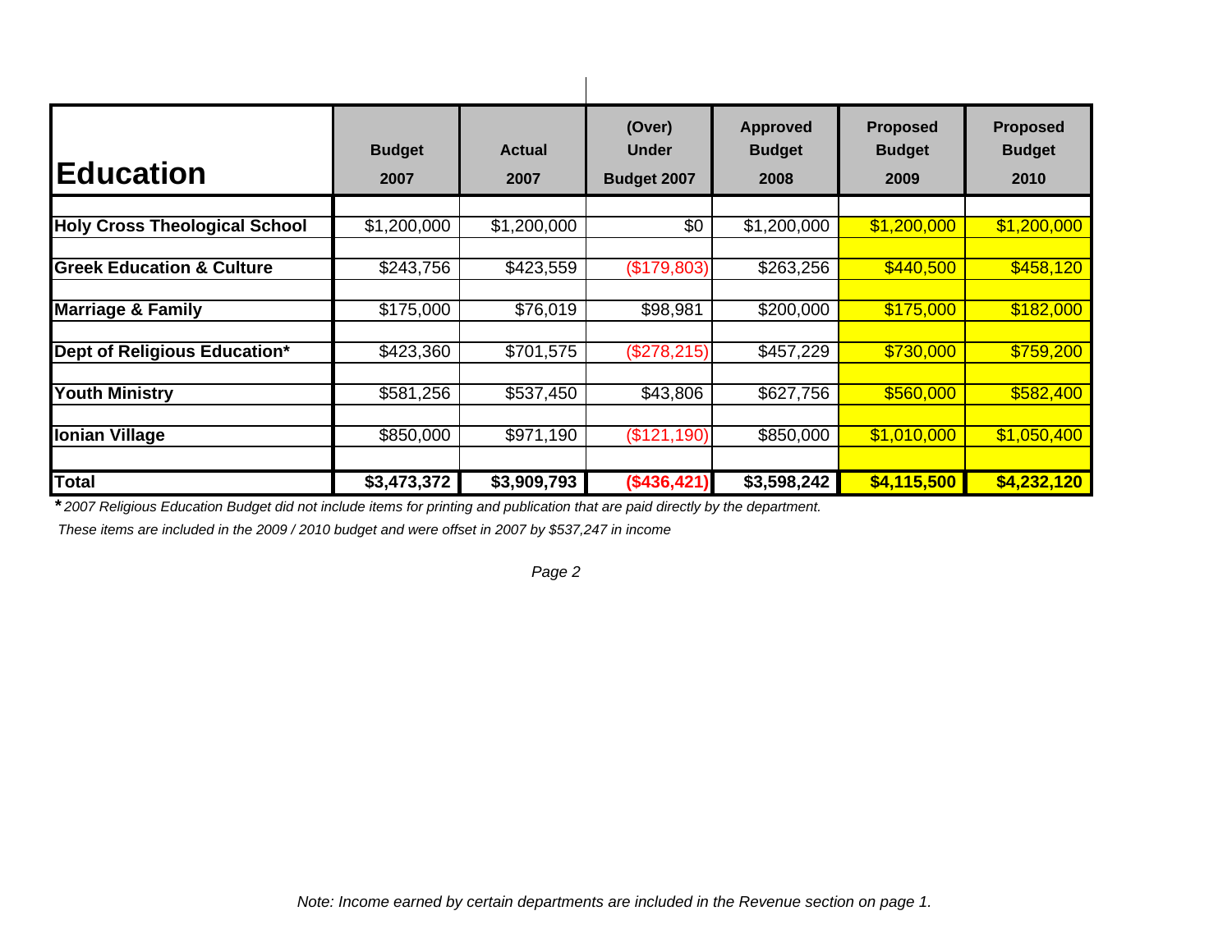| Education | Budget 2007 | Actual 2007 | (Over) Under Budget 2007 | Approved Budget 2008 | Proposed Budget 2009 | Proposed Budget 2010 |
|---|---|---|---|---|---|---|
| **Holy Cross Theological School** | $1,200,000 | $1,200,000 | $0 | $1,200,000 | $1,200,000 | $1,200,000 |
| **Greek Education & Culture** | $243,756 | $423,559 | ($179,803) | $263,256 | $440,500 | $458,120 |
| **Marriage & Family** | $175,000 | $76,019 | $98,981 | $200,000 | $175,000 | $182,000 |
| **Dept of Religious Education*** | $423,360 | $701,575 | ($278,215) | $457,229 | $730,000 | $759,200 |
| **Youth Ministry** | $581,256 | $537,450 | $43,806 | $627,756 | $560,000 | $582,400 |
| **Ionian Village** | $850,000 | $971,190 | ($121,190) | $850,000 | $1,010,000 | $1,050,400 |
| **Total** | **$3,473,372** | **$3,909,793** | **($436,421)** | **$3,598,242** | **$4,115,500** | **$4,232,120** |

*\* 2007 Religious Education Budget did not include items for printing and publication that are paid directly by the department.*

*These items are included in the 2009 / 2010 budget and were offset in 2007 by $537,247 in income*

*Note: Income earned by certain departments are included in the Revenue section on page 1.*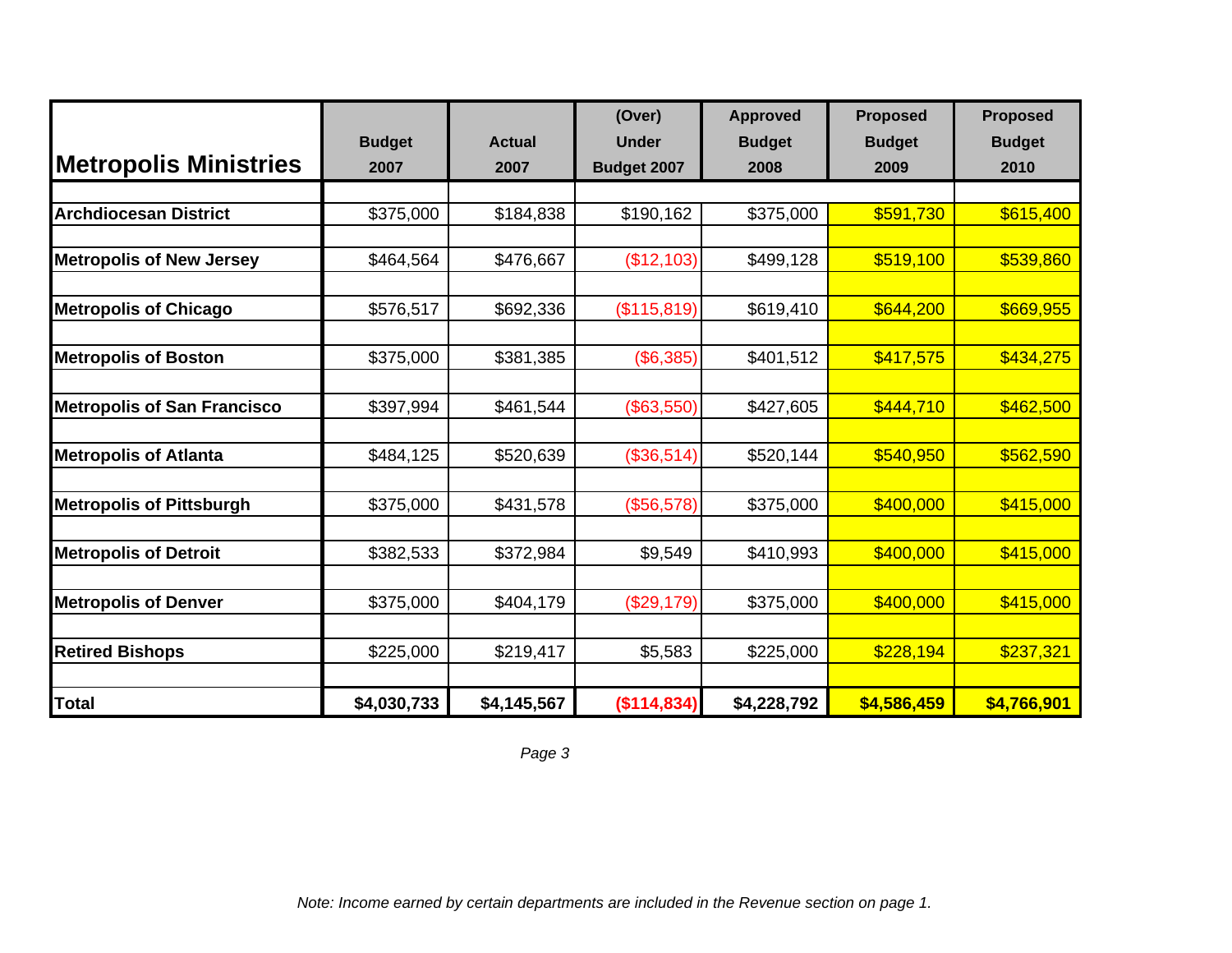| Metropolis Ministries | Budget 2007 | Actual 2007 | (Over) Under Budget 2007 | Approved Budget 2008 | Proposed Budget 2009 | Proposed Budget 2010 |
|---|---|---|---|---|---|---|
| Archdiocesan District | $375,000 | $184,838 | $190,162 | $375,000 | $591,730 | $615,400 |
| Metropolis of New Jersey | $464,564 | $476,667 | ($12,103) | $499,128 | $519,100 | $539,860 |
| Metropolis of Chicago | $576,517 | $692,336 | ($115,819) | $619,410 | $644,200 | $669,955 |
| Metropolis of Boston | $375,000 | $381,385 | ($6,385) | $401,512 | $417,575 | $434,275 |
| Metropolis of San Francisco | $397,994 | $461,544 | ($63,550) | $427,605 | $444,710 | $462,500 |
| Metropolis of Atlanta | $484,125 | $520,639 | ($36,514) | $520,144 | $540,950 | $562,590 |
| Metropolis of Pittsburgh | $375,000 | $431,578 | ($56,578) | $375,000 | $400,000 | $415,000 |
| Metropolis of Detroit | $382,533 | $372,984 | $9,549 | $410,993 | $400,000 | $415,000 |
| Metropolis of Denver | $375,000 | $404,179 | ($29,179) | $375,000 | $400,000 | $415,000 |
| Retired Bishops | $225,000 | $219,417 | $5,583 | $225,000 | $228,194 | $237,321 |
| **Total** | **$4,030,733** | **$4,145,567** | **($114,834)** | **$4,228,792** | **$4,586,459** | **$4,766,901** |

*Note: Income earned by certain departments are included in the Revenue section on page 1.*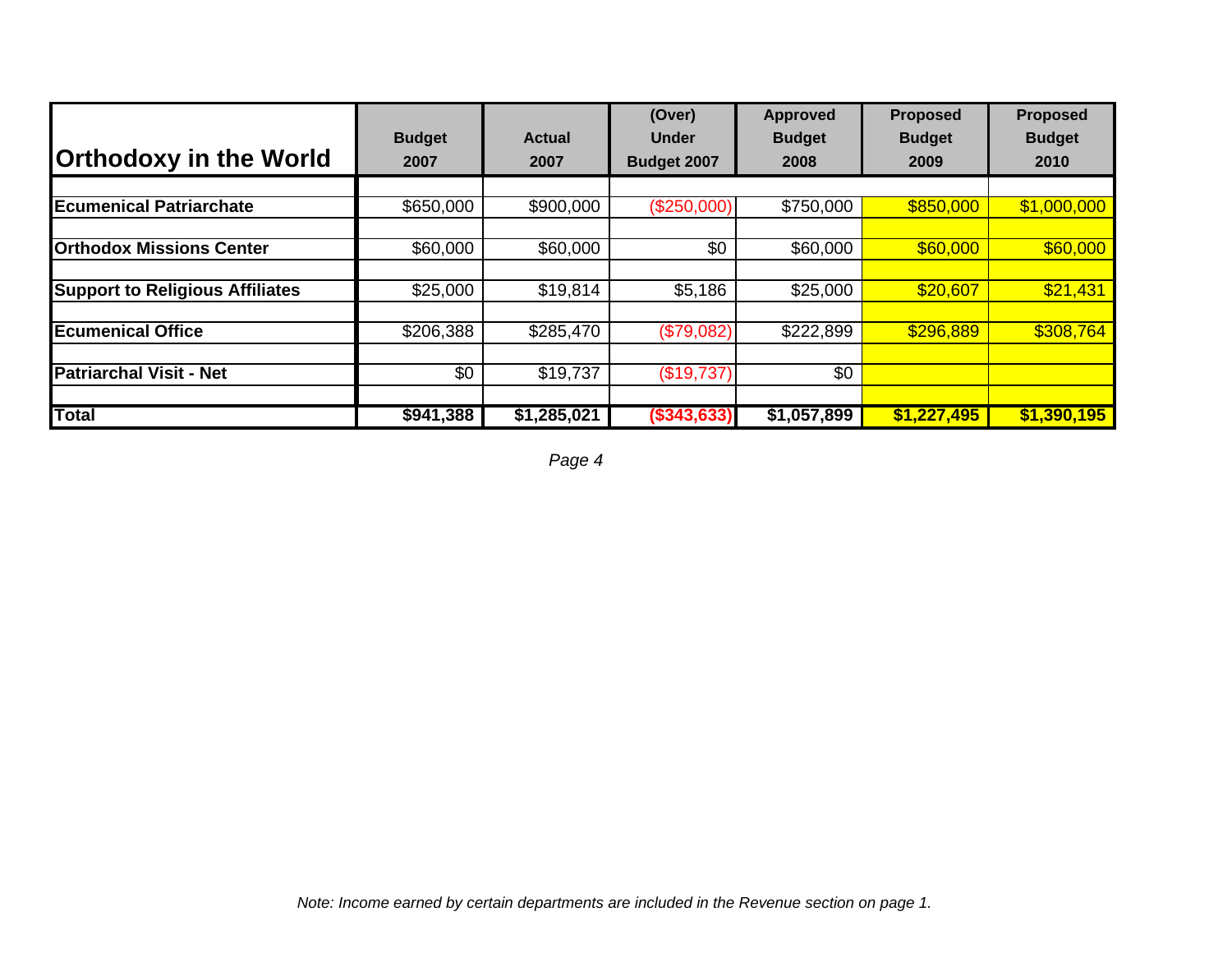| Orthodoxy in the World | Budget 2007 | Actual 2007 | (Over) Under Budget 2007 | Approved Budget 2008 | Proposed Budget 2009 | Proposed Budget 2010 |
|---|---|---|---|---|---|---|
| **Ecumenical Patriarchate** | $650,000 | $900,000 | ($250,000) | $750,000 | $850,000 | $1,000,000 |
| **Orthodox Missions Center** | $60,000 | $60,000 | $0 | $60,000 | $60,000 | $60,000 |
| **Support to Religious Affiliates** | $25,000 | $19,814 | $5,186 | $25,000 | $20,607 | $21,431 |
| **Ecumenical Office** | $206,388 | $285,470 | ($79,082) | $222,899 | $296,889 | $308,764 |
| **Patriarchal Visit - Net** | $0 | $19,737 | ($19,737) | $0 | | |
| **Total** | **$941,388** | **$1,285,021** | **($343,633)** | **$1,057,899** | **$1,227,495** | **$1,390,195** |

*Note: Income earned by certain departments are included in the Revenue section on page 1.*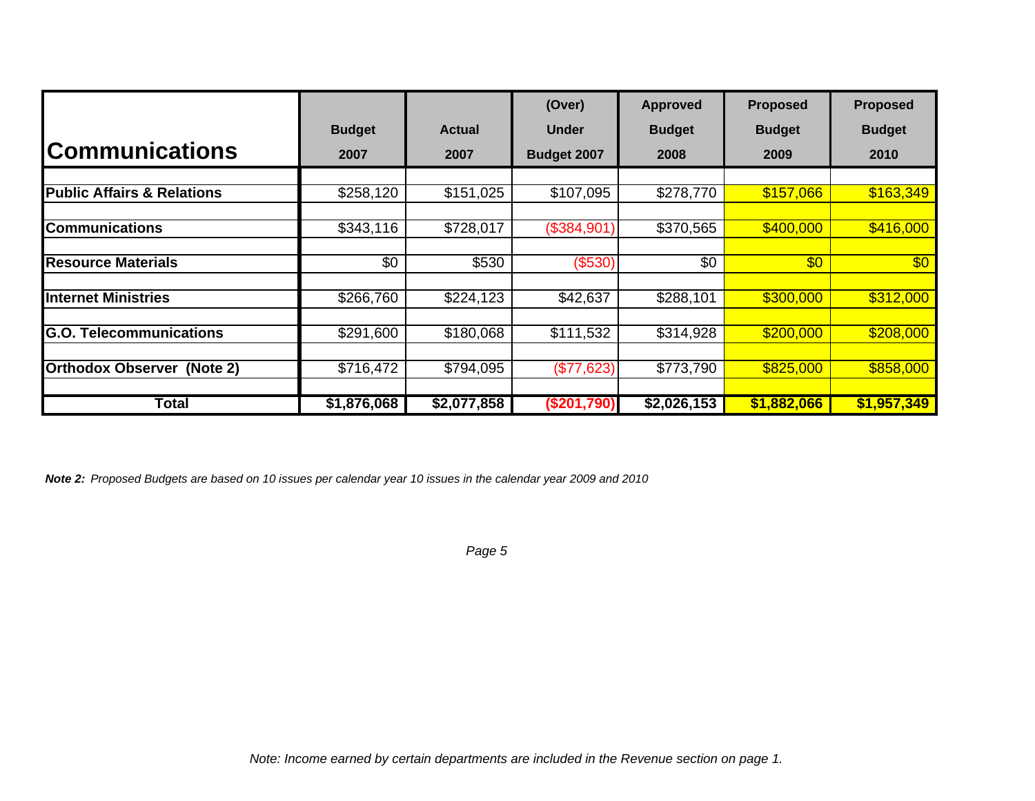| Communications | Budget 2007 | Actual 2007 | (Over) Under Budget 2007 | Approved Budget 2008 | Proposed Budget 2009 | Proposed Budget 2010 |
|---|---|---|---|---|---|---|
| Public Affairs & Relations | $258,120 | $151,025 | $107,095 | $278,770 | $157,066 | $163,349 |
| Communications | $343,116 | $728,017 | ($384,901) | $370,565 | $400,000 | $416,000 |
| Resource Materials | $0 | $530 | ($530) | $0 | $0 | $0 |
| Internet Ministries | $266,760 | $224,123 | $42,637 | $288,101 | $300,000 | $312,000 |
| G.O. Telecommunications | $291,600 | $180,068 | $111,532 | $314,928 | $200,000 | $208,000 |
| Orthodox Observer (Note 2) | $716,472 | $794,095 | ($77,623) | $773,790 | $825,000 | $858,000 |
| **Total** | **$1,876,068** | **$2,077,858** | **($201,790)** | **$2,026,153** | **$1,882,066** | **$1,957,349** |

***Note 2:*** *Proposed Budgets are based on 10 issues per calendar year 10 issues in the calendar year 2009 and 2010*

*Note: Income earned by certain departments are included in the Revenue section on page 1.*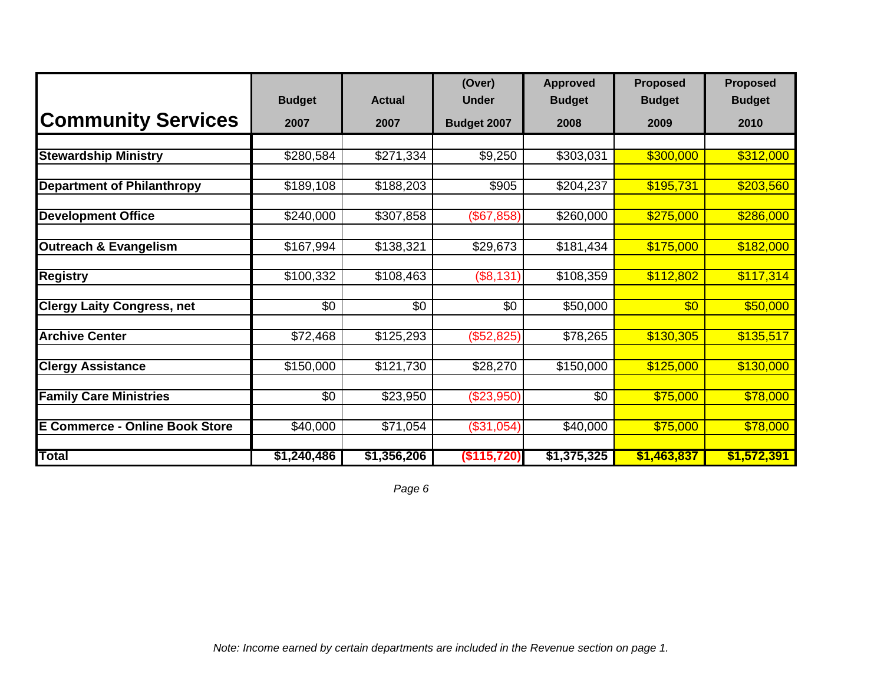| Community Services | Budget 2007 | Actual 2007 | (Over) Under Budget 2007 | Approved Budget 2008 | Proposed Budget 2009 | Proposed Budget 2010 |
|---|---|---|---|---|---|---|
| **Stewardship Ministry** | $280,584 | $271,334 | $9,250 | $303,031 | $300,000 | $312,000 |
| **Department of Philanthropy** | $189,108 | $188,203 | $905 | $204,237 | $195,731 | $203,560 |
| **Development Office** | $240,000 | $307,858 | ($67,858) | $260,000 | $275,000 | $286,000 |
| **Outreach & Evangelism** | $167,994 | $138,321 | $29,673 | $181,434 | $175,000 | $182,000 |
| **Registry** | $100,332 | $108,463 | ($8,131) | $108,359 | $112,802 | $117,314 |
| **Clergy Laity Congress, net** | $0 | $0 | $0 | $50,000 | $0 | $50,000 |
| **Archive Center** | $72,468 | $125,293 | ($52,825) | $78,265 | $130,305 | $135,517 |
| **Clergy Assistance** | $150,000 | $121,730 | $28,270 | $150,000 | $125,000 | $130,000 |
| **Family Care Ministries** | $0 | $23,950 | ($23,950) | $0 | $75,000 | $78,000 |
| **E Commerce - Online Book Store** | $40,000 | $71,054 | ($31,054) | $40,000 | $75,000 | $78,000 |
| **Total** | **$1,240,486** | **$1,356,206** | **($115,720)** | **$1,375,325** | **$1,463,837** | **$1,572,391** |

*Note: Income earned by certain departments are included in the Revenue section on page 1.*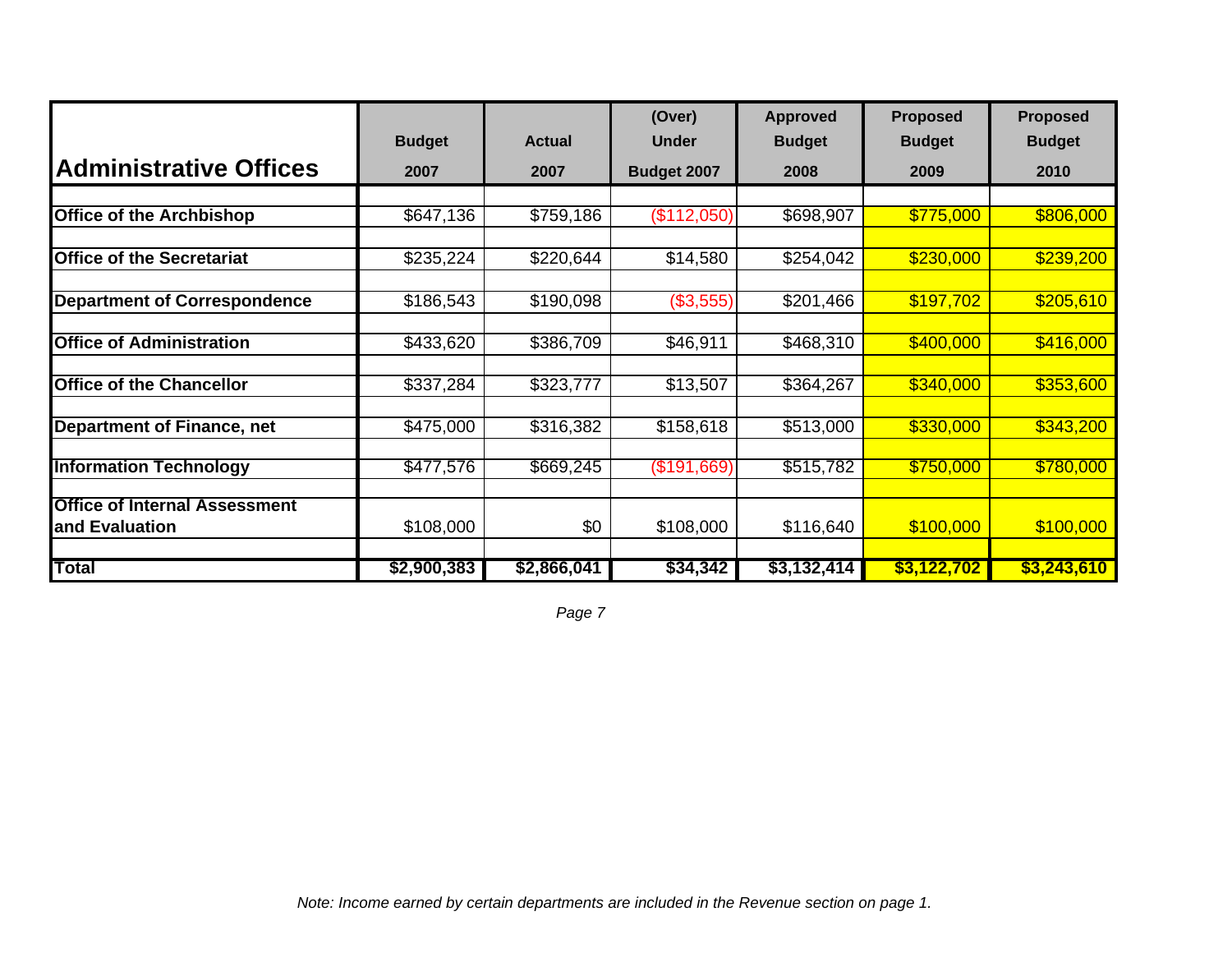| Administrative Offices | Budget 2007 | Actual 2007 | (Over) Under Budget 2007 | Approved Budget 2008 | Proposed Budget 2009 | Proposed Budget 2010 |
|---|---|---|---|---|---|---|
| **Office of the Archbishop** | $647,136 | $759,186 | ($112,050) | $698,907 | $775,000 | $806,000 |
| **Office of the Secretariat** | $235,224 | $220,644 | $14,580 | $254,042 | $230,000 | $239,200 |
| **Department of Correspondence** | $186,543 | $190,098 | ($3,555) | $201,466 | $197,702 | $205,610 |
| **Office of Administration** | $433,620 | $386,709 | $46,911 | $468,310 | $400,000 | $416,000 |
| **Office of the Chancellor** | $337,284 | $323,777 | $13,507 | $364,267 | $340,000 | $353,600 |
| **Department of Finance, net** | $475,000 | $316,382 | $158,618 | $513,000 | $330,000 | $343,200 |
| **Information Technology** | $477,576 | $669,245 | ($191,669) | $515,782 | $750,000 | $780,000 |
| **Office of Internal Assessment and Evaluation** | $108,000 | $0 | $108,000 | $116,640 | $100,000 | $100,000 |
| **Total** | **$2,900,383** | **$2,866,041** | **$34,342** | **$3,132,414** | **$3,122,702** | **$3,243,610** |

*Note: Income earned by certain departments are included in the Revenue section on page 1.*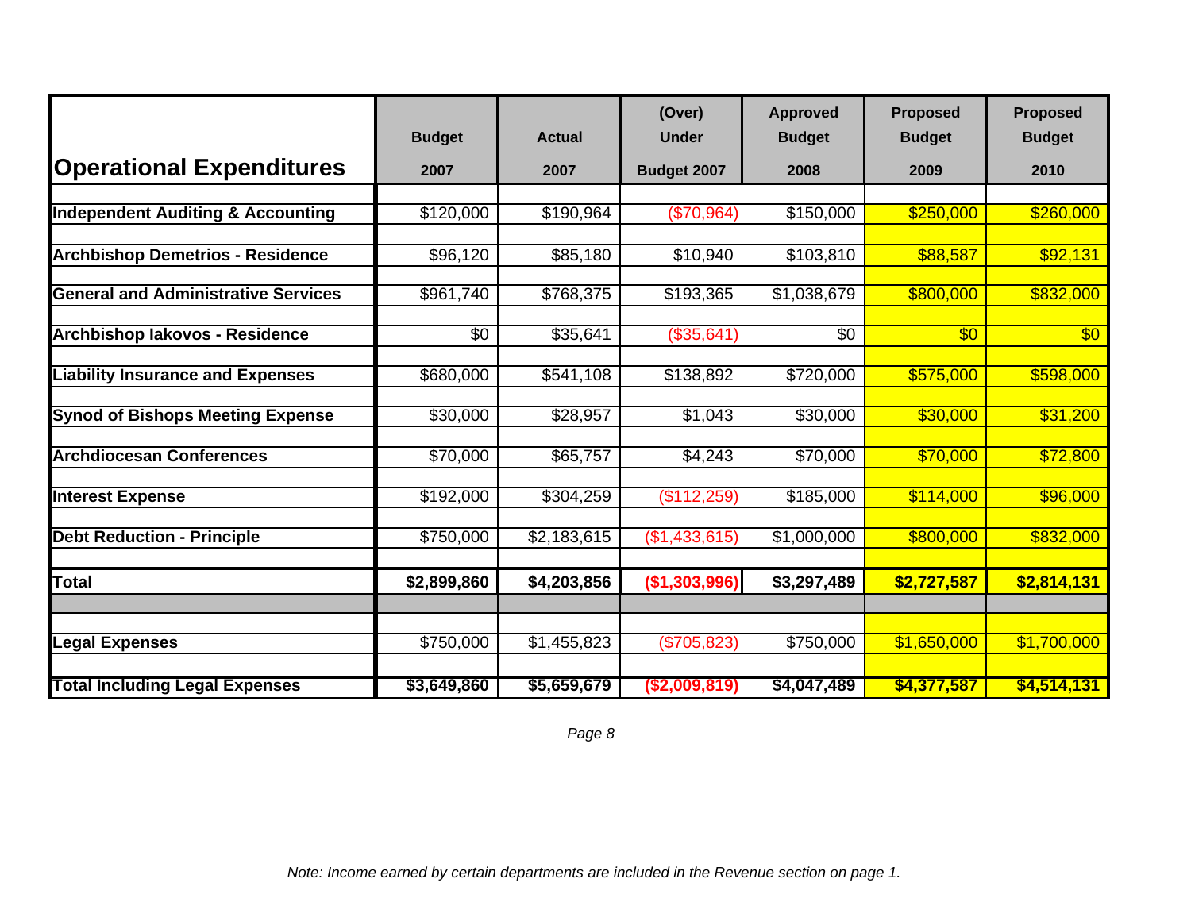| Operational Expenditures | Budget 2007 | Actual 2007 | (Over) Under Budget 2007 | Approved Budget 2008 | Proposed Budget 2009 | Proposed Budget 2010 |
|---|---|---|---|---|---|---|
| **Independent Auditing & Accounting** | $120,000 | $190,964 | ($70,964) | $150,000 | $250,000 | $260,000 |
| **Archbishop Demetrios - Residence** | $96,120 | $85,180 | $10,940 | $103,810 | $88,587 | $92,131 |
| **General and Administrative Services** | $961,740 | $768,375 | $193,365 | $1,038,679 | $800,000 | $832,000 |
| **Archbishop Iakovos - Residence** | $0 | $35,641 | ($35,641) | $0 | $0 | $0 |
| **Liability Insurance and Expenses** | $680,000 | $541,108 | $138,892 | $720,000 | $575,000 | $598,000 |
| **Synod of Bishops Meeting Expense** | $30,000 | $28,957 | $1,043 | $30,000 | $30,000 | $31,200 |
| **Archdiocesan Conferences** | $70,000 | $65,757 | $4,243 | $70,000 | $70,000 | $72,800 |
| **Interest Expense** | $192,000 | $304,259 | ($112,259) | $185,000 | $114,000 | $96,000 |
| **Debt Reduction - Principle** | $750,000 | $2,183,615 | ($1,433,615) | $1,000,000 | $800,000 | $832,000 |
| **Total** | **$2,899,860** | **$4,203,856** | **($1,303,996)** | **$3,297,489** | **$2,727,587** | **$2,814,131** |
| | | | | | | |
| **Legal Expenses** | $750,000 | $1,455,823 | ($705,823) | $750,000 | $1,650,000 | $1,700,000 |
| **Total Including Legal Expenses** | **$3,649,860** | **$5,659,679** | **($2,009,819)** | **$4,047,489** | **$4,377,587** | **$4,514,131** |

*Note: Income earned by certain departments are included in the Revenue section on page 1.*